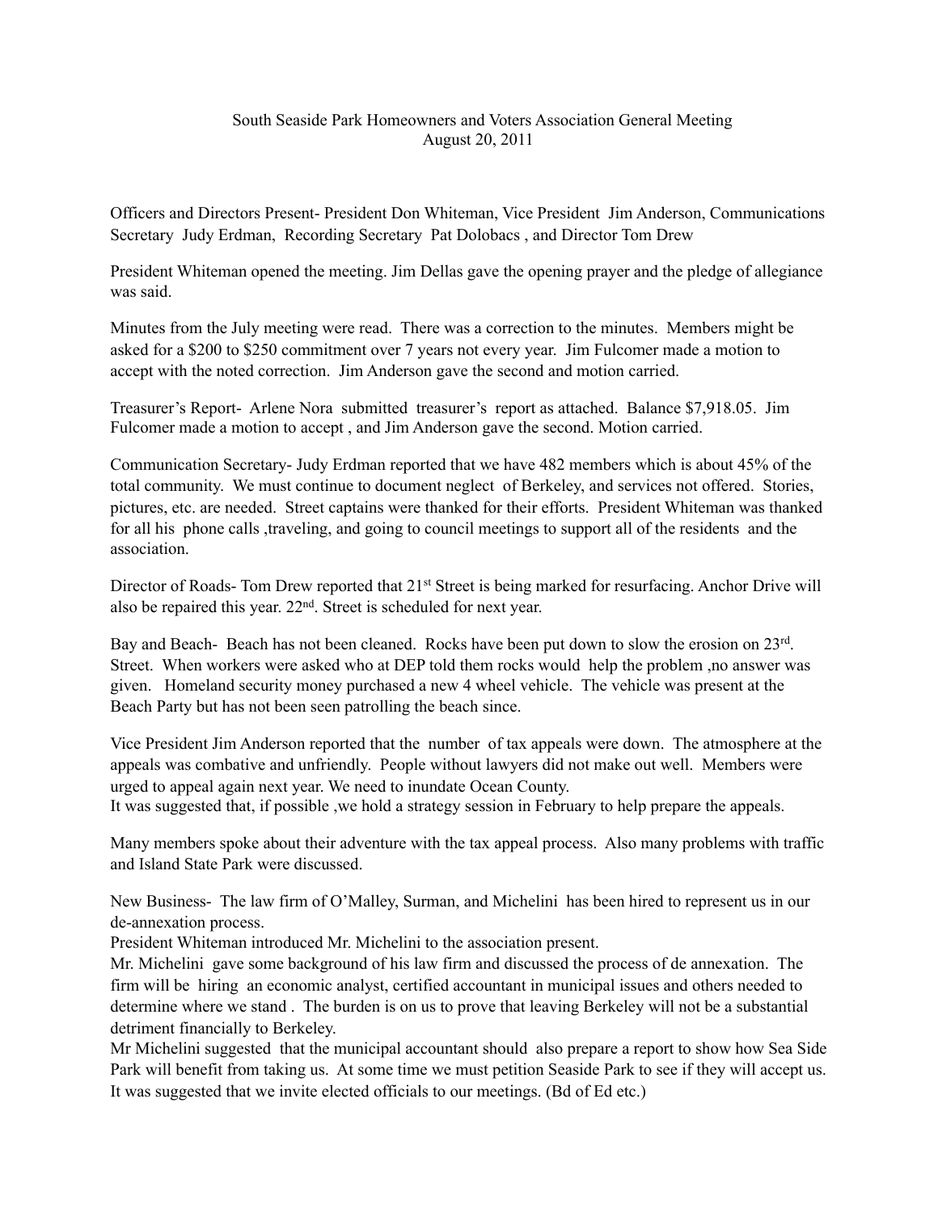# South Seaside Park Homeowners and Voters Association General Meeting
## August 20, 2011

Officers and Directors Present- President Don Whiteman, Vice President Jim Anderson, Communications Secretary Judy Erdman, Recording Secretary Pat Dolobacs , and Director Tom Drew

President Whiteman opened the meeting. Jim Dellas gave the opening prayer and the pledge of allegiance was said.

Minutes from the July meeting were read. There was a correction to the minutes. Members might be asked for a $200 to $250 commitment over 7 years not every year. Jim Fulcomer made a motion to accept with the noted correction. Jim Anderson gave the second and motion carried.

Treasurer's Report- Arlene Nora submitted treasurer's report as attached. Balance $7,918.05. Jim Fulcomer made a motion to accept , and Jim Anderson gave the second. Motion carried.

Communication Secretary- Judy Erdman reported that we have 482 members which is about 45% of the total community. We must continue to document neglect of Berkeley, and services not offered. Stories, pictures, etc. are needed. Street captains were thanked for their efforts. President Whiteman was thanked for all his phone calls ,traveling, and going to council meetings to support all of the residents and the association.

Director of Roads- Tom Drew reported that 21st Street is being marked for resurfacing. Anchor Drive will also be repaired this year. 22nd. Street is scheduled for next year.

Bay and Beach- Beach has not been cleaned. Rocks have been put down to slow the erosion on 23rd. Street. When workers were asked who at DEP told them rocks would help the problem ,no answer was given. Homeland security money purchased a new 4 wheel vehicle. The vehicle was present at the Beach Party but has not been seen patrolling the beach since.

Vice President Jim Anderson reported that the number of tax appeals were down. The atmosphere at the appeals was combative and unfriendly. People without lawyers did not make out well. Members were urged to appeal again next year. We need to inundate Ocean County.
It was suggested that, if possible ,we hold a strategy session in February to help prepare the appeals.

Many members spoke about their adventure with the tax appeal process. Also many problems with traffic and Island State Park were discussed.

New Business- The law firm of O'Malley, Surman, and Michelini has been hired to represent us in our de-annexation process.
President Whiteman introduced Mr. Michelini to the association present.
Mr. Michelini gave some background of his law firm and discussed the process of de annexation. The firm will be hiring an economic analyst, certified accountant in municipal issues and others needed to determine where we stand . The burden is on us to prove that leaving Berkeley will not be a substantial detriment financially to Berkeley.
Mr Michelini suggested that the municipal accountant should also prepare a report to show how Sea Side Park will benefit from taking us. At some time we must petition Seaside Park to see if they will accept us.
It was suggested that we invite elected officials to our meetings. (Bd of Ed etc.)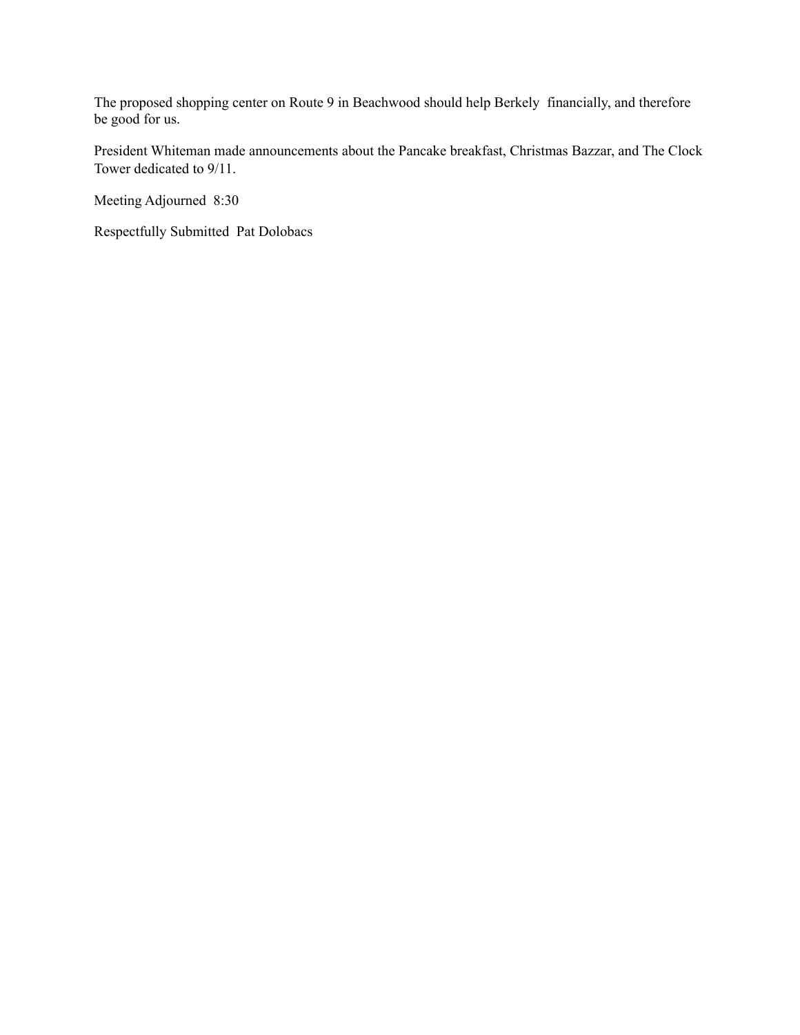The proposed shopping center on Route 9 in Beachwood should help Berkely financially, and therefore be good for us.

President Whiteman made announcements about the Pancake breakfast, Christmas Bazzar, and The Clock Tower dedicated to 9/11.

Meeting Adjourned 8:30

Respectfully Submitted Pat Dolobacs